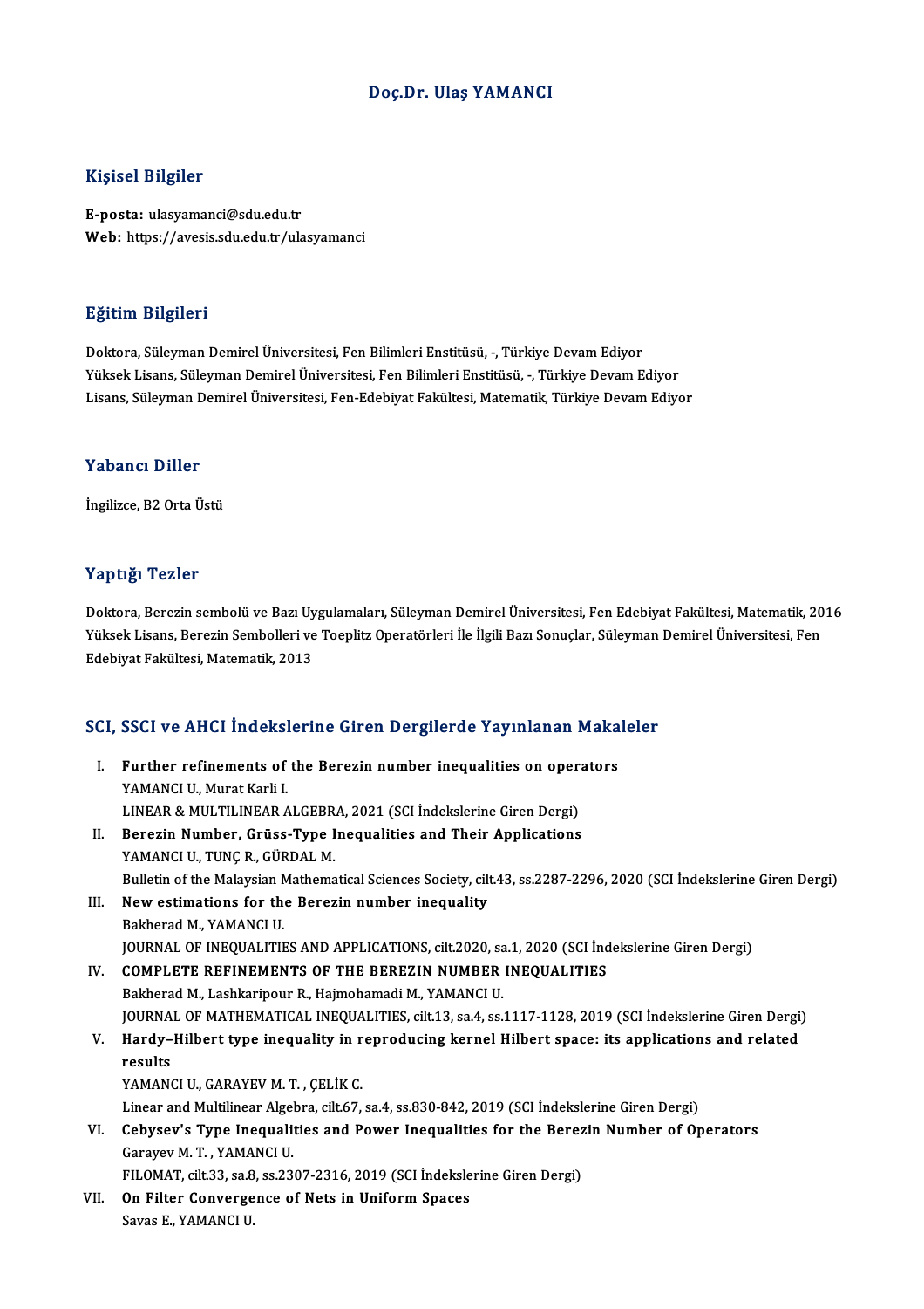# Doç.Dr. Ulaş YAMANCI

## Kişisel Bilgiler

**E-posta:** ulasyamanci@sdu.edu.tr
**Web:** https://avesis.sdu.edu.tr/ulasyamanci

## Eğitim Bilgileri

Doktora, Süleyman Demirel Üniversitesi, Fen Bilimleri Enstitüsü, -, Türkiye Devam Ediyor
Yüksek Lisans, Süleyman Demirel Üniversitesi, Fen Bilimleri Enstitüsü, -, Türkiye Devam Ediyor
Lisans, Süleyman Demirel Üniversitesi, Fen-Edebiyat Fakültesi, Matematik, Türkiye Devam Ediyor

## Yabancı Diller

İngilizce, B2 Orta Üstü

## Yaptığı Tezler

Doktora, Berezin sembolü ve Bazı Uygulamaları, Süleyman Demirel Üniversitesi, Fen Edebiyat Fakültesi, Matematik, 2016
Yüksek Lisans, Berezin Sembolleri ve Toeplitz Operatörleri İle İlgili Bazı Sonuçlar, Süleyman Demirel Üniversitesi, Fen Edebiyat Fakültesi, Matematik, 2013

## SCI, SSCI ve AHCI İndekslerine Giren Dergilerde Yayınlanan Makaleler

I. **Further refinements of the Berezin number inequalities on operators**
YAMANCI U., Murat Karli I.
LINEAR & MULTILINEAR ALGEBRA, 2021 (SCI İndekslerine Giren Dergi)

II. **Berezin Number, Grüss-Type Inequalities and Their Applications**
YAMANCI U., TUNÇ R., GÜRDAL M.
Bulletin of the Malaysian Mathematical Sciences Society, cilt.43, ss.2287-2296, 2020 (SCI İndekslerine Giren Dergi)

III. **New estimations for the Berezin number inequality**
Bakherad M., YAMANCI U.
JOURNAL OF INEQUALITIES AND APPLICATIONS, cilt.2020, sa.1, 2020 (SCI İndekslerine Giren Dergi)

IV. **COMPLETE REFINEMENTS OF THE BEREZIN NUMBER INEQUALITIES**
Bakherad M., Lashkaripour R., Hajmohamadi M., YAMANCI U.
JOURNAL OF MATHEMATICAL INEQUALITIES, cilt.13, sa.4, ss.1117-1128, 2019 (SCI İndekslerine Giren Dergi)

V. **Hardy–Hilbert type inequality in reproducing kernel Hilbert space: its applications and related results**
YAMANCI U., GARAYEV M. T. , ÇELİK C.
Linear and Multilinear Algebra, cilt.67, sa.4, ss.830-842, 2019 (SCI İndekslerine Giren Dergi)

VI. **Cebysev's Type Inequalities and Power Inequalities for the Berezin Number of Operators**
Garayev M. T. , YAMANCI U.
FILOMAT, cilt.33, sa.8, ss.2307-2316, 2019 (SCI İndekslerine Giren Dergi)

VII. **On Filter Convergence of Nets in Uniform Spaces**
Savas E., YAMANCI U.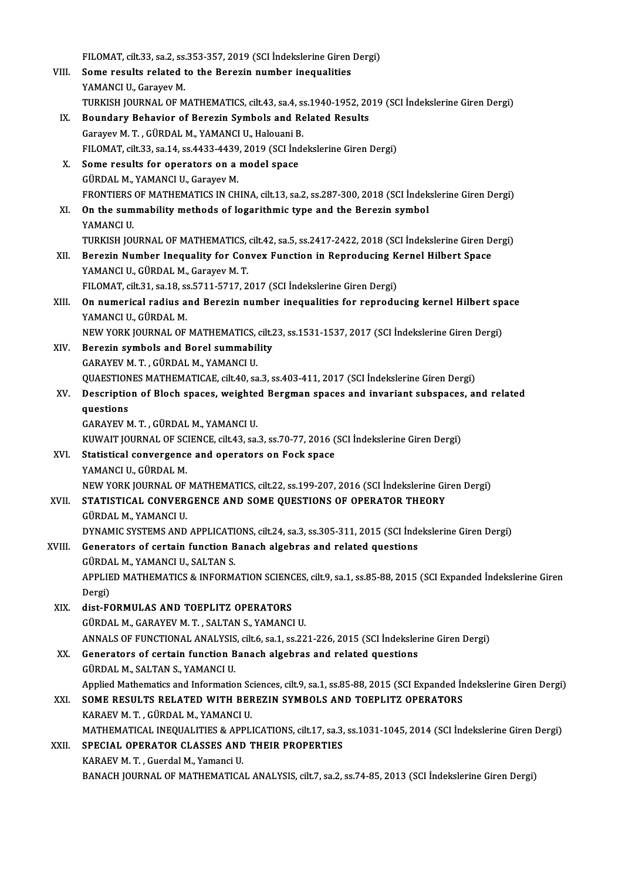FILOMAT, cilt.33, sa.2, ss.353-357, 2019 (SCI İndekslerine Giren Dergi)

VIII. **Some results related to the Berezin number inequalities**
YAMANCI U., Garayev M.
TURKISH JOURNAL OF MATHEMATICS, cilt.43, sa.4, ss.1940-1952, 2019 (SCI İndekslerine Giren Dergi)

IX. **Boundary Behavior of Berezin Symbols and Related Results**
Garayev M. T. , GÜRDAL M., YAMANCI U., Halouani B.
FILOMAT, cilt.33, sa.14, ss.4433-4439, 2019 (SCI İndekslerine Giren Dergi)

X. **Some results for operators on a model space**
GÜRDAL M., YAMANCI U., Garayev M.
FRONTIERS OF MATHEMATICS IN CHINA, cilt.13, sa.2, ss.287-300, 2018 (SCI İndekslerine Giren Dergi)

XI. **On the summability methods of logarithmic type and the Berezin symbol**
YAMANCI U.
TURKISH JOURNAL OF MATHEMATICS, cilt.42, sa.5, ss.2417-2422, 2018 (SCI İndekslerine Giren Dergi)

XII. **Berezin Number Inequality for Convex Function in Reproducing Kernel Hilbert Space**
YAMANCI U., GÜRDAL M., Garayev M. T.
FILOMAT, cilt.31, sa.18, ss.5711-5717, 2017 (SCI İndekslerine Giren Dergi)

XIII. **On numerical radius and Berezin number inequalities for reproducing kernel Hilbert space**
YAMANCI U., GÜRDAL M.
NEW YORK JOURNAL OF MATHEMATICS, cilt.23, ss.1531-1537, 2017 (SCI İndekslerine Giren Dergi)

XIV. **Berezin symbols and Borel summability**
GARAYEV M. T. , GÜRDAL M., YAMANCI U.
QUAESTIONES MATHEMATICAE, cilt.40, sa.3, ss.403-411, 2017 (SCI İndekslerine Giren Dergi)

XV. **Description of Bloch spaces, weighted Bergman spaces and invariant subspaces, and related questions**
GARAYEV M. T. , GÜRDAL M., YAMANCI U.
KUWAIT JOURNAL OF SCIENCE, cilt.43, sa.3, ss.70-77, 2016 (SCI İndekslerine Giren Dergi)

XVI. **Statistical convergence and operators on Fock space**
YAMANCI U., GÜRDAL M.
NEW YORK JOURNAL OF MATHEMATICS, cilt.22, ss.199-207, 2016 (SCI İndekslerine Giren Dergi)

XVII. **STATISTICAL CONVERGENCE AND SOME QUESTIONS OF OPERATOR THEORY**
GÜRDAL M., YAMANCI U.
DYNAMIC SYSTEMS AND APPLICATIONS, cilt.24, sa.3, ss.305-311, 2015 (SCI İndekslerine Giren Dergi)

XVIII. **Generators of certain function Banach algebras and related questions**
GÜRDAL M., YAMANCI U., SALTAN S.
APPLIED MATHEMATICS & INFORMATION SCIENCES, cilt.9, sa.1, ss.85-88, 2015 (SCI Expanded İndekslerine Giren Dergi)

XIX. **dist-FORMULAS AND TOEPLITZ OPERATORS**
GÜRDAL M., GARAYEV M. T. , SALTAN S., YAMANCI U.
ANNALS OF FUNCTIONAL ANALYSIS, cilt.6, sa.1, ss.221-226, 2015 (SCI İndekslerine Giren Dergi)

XX. **Generators of certain function Banach algebras and related questions**
GÜRDAL M., SALTAN S., YAMANCI U.
Applied Mathematics and Information Sciences, cilt.9, sa.1, ss.85-88, 2015 (SCI Expanded İndekslerine Giren Dergi)

XXI. **SOME RESULTS RELATED WITH BEREZIN SYMBOLS AND TOEPLITZ OPERATORS**
KARAEV M. T. , GÜRDAL M., YAMANCI U.
MATHEMATICAL INEQUALITIES & APPLICATIONS, cilt.17, sa.3, ss.1031-1045, 2014 (SCI İndekslerine Giren Dergi)

XXII. **SPECIAL OPERATOR CLASSES AND THEIR PROPERTIES**
KARAEV M. T. , Guerdal M., Yamanci U.
BANACH JOURNAL OF MATHEMATICAL ANALYSIS, cilt.7, sa.2, ss.74-85, 2013 (SCI İndekslerine Giren Dergi)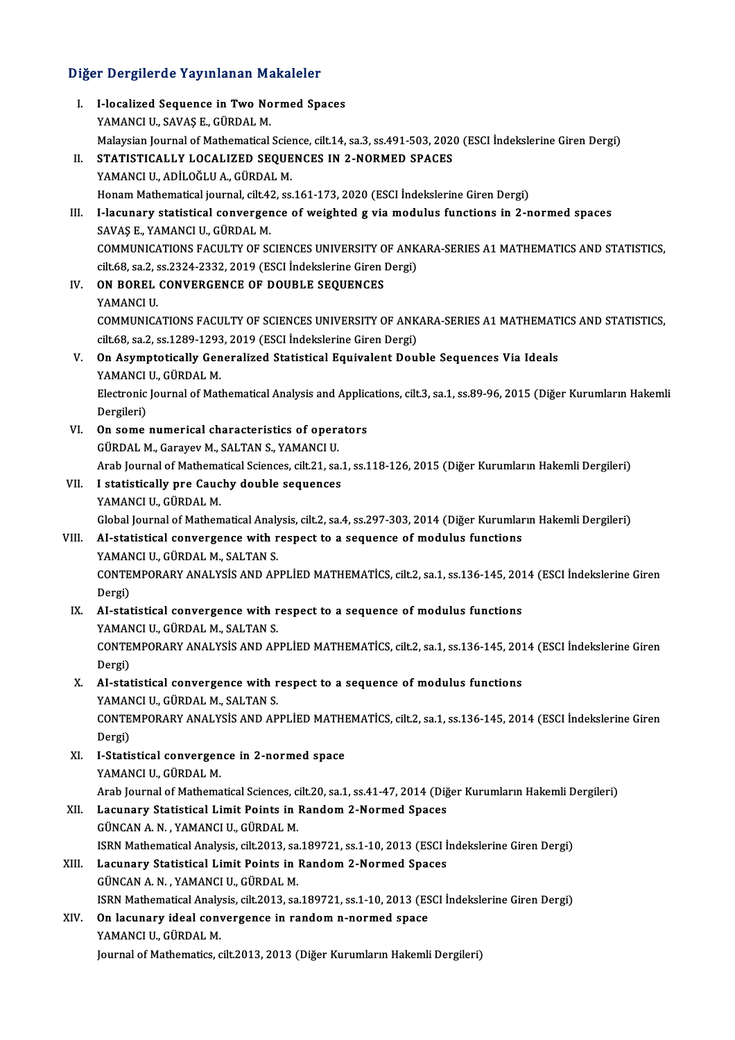## Diğer Dergilerde Yayınlanan Makaleler

I. **I-localized Sequence in Two Normed Spaces**
   YAMANCI U., SAVAŞ E., GÜRDAL M.
   Malaysian Journal of Mathematical Science, cilt.14, sa.3, ss.491-503, 2020 (ESCI İndekslerine Giren Dergi)

II. **STATISTICALLY LOCALIZED SEQUENCES IN 2-NORMED SPACES**
   YAMANCI U., ADİLOĞLU A., GÜRDAL M.
   Honam Mathematical journal, cilt.42, ss.161-173, 2020 (ESCI İndekslerine Giren Dergi)

III. **I-lacunary statistical convergence of weighted g via modulus functions in 2-normed spaces**
   SAVAŞ E., YAMANCI U., GÜRDAL M.
   COMMUNICATIONS FACULTY OF SCIENCES UNIVERSITY OF ANKARA-SERIES A1 MATHEMATICS AND STATISTICS, cilt.68, sa.2, ss.2324-2332, 2019 (ESCI İndekslerine Giren Dergi)

IV. **ON BOREL CONVERGENCE OF DOUBLE SEQUENCES**
   YAMANCI U.
   COMMUNICATIONS FACULTY OF SCIENCES UNIVERSITY OF ANKARA-SERIES A1 MATHEMATICS AND STATISTICS, cilt.68, sa.2, ss.1289-1293, 2019 (ESCI İndekslerine Giren Dergi)

V. **On Asymptotically Generalized Statistical Equivalent Double Sequences Via Ideals**
   YAMANCI U., GÜRDAL M.
   Electronic Journal of Mathematical Analysis and Applications, cilt.3, sa.1, ss.89-96, 2015 (Diğer Kurumların Hakemli Dergileri)

VI. **On some numerical characteristics of operators**
   GÜRDAL M., Garayev M., SALTAN S., YAMANCI U.
   Arab Journal of Mathematical Sciences, cilt.21, sa.1, ss.118-126, 2015 (Diğer Kurumların Hakemli Dergileri)

VII. **I statistically pre Cauchy double sequences**
   YAMANCI U., GÜRDAL M.
   Global Journal of Mathematical Analysis, cilt.2, sa.4, ss.297-303, 2014 (Diğer Kurumların Hakemli Dergileri)

VIII. **AI-statistical convergence with respect to a sequence of modulus functions**
   YAMANCI U., GÜRDAL M., SALTAN S.
   CONTEMPORARY ANALYSİS AND APPLİED MATHEMATİCS, cilt.2, sa.1, ss.136-145, 2014 (ESCI İndekslerine Giren Dergi)

IX. **AI-statistical convergence with respect to a sequence of modulus functions**
   YAMANCI U., GÜRDAL M., SALTAN S.
   CONTEMPORARY ANALYSİS AND APPLİED MATHEMATİCS, cilt.2, sa.1, ss.136-145, 2014 (ESCI İndekslerine Giren Dergi)

X. **AI-statistical convergence with respect to a sequence of modulus functions**
   YAMANCI U., GÜRDAL M., SALTAN S.
   CONTEMPORARY ANALYSİS AND APPLİED MATHEMATİCS, cilt.2, sa.1, ss.136-145, 2014 (ESCI İndekslerine Giren Dergi)

XI. **I-Statistical convergence in 2-normed space**
   YAMANCI U., GÜRDAL M.
   Arab Journal of Mathematical Sciences, cilt.20, sa.1, ss.41-47, 2014 (Diğer Kurumların Hakemli Dergileri)

XII. **Lacunary Statistical Limit Points in Random 2-Normed Spaces**
   GÜNCAN A. N. , YAMANCI U., GÜRDAL M.
   ISRN Mathematical Analysis, cilt.2013, sa.189721, ss.1-10, 2013 (ESCI İndekslerine Giren Dergi)

XIII. **Lacunary Statistical Limit Points in Random 2-Normed Spaces**
   GÜNCAN A. N. , YAMANCI U., GÜRDAL M.
   ISRN Mathematical Analysis, cilt.2013, sa.189721, ss.1-10, 2013 (ESCI İndekslerine Giren Dergi)

XIV. **On lacunary ideal convergence in random n-normed space**
   YAMANCI U., GÜRDAL M.
   Journal of Mathematics, cilt.2013, 2013 (Diğer Kurumların Hakemli Dergileri)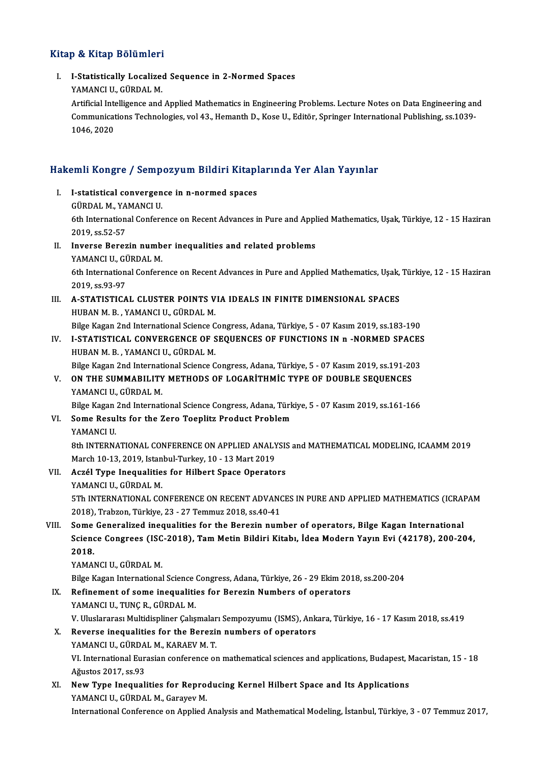## Kitap & Kitap Bölümleri

I. **I-Statistically Localized Sequence in 2-Normed Spaces**
   YAMANCI U., GÜRDAL M.
   Artificial Intelligence and Applied Mathematics in Engineering Problems. Lecture Notes on Data Engineering and Communications Technologies, vol 43., Hemanth D., Kose U., Editör, Springer International Publishing, ss.1039-1046, 2020

## Hakemli Kongre / Sempozyum Bildiri Kitaplarında Yer Alan Yayınlar

I. **I-statistical convergence in n-normed spaces**
   GÜRDAL M., YAMANCI U.
   6th International Conference on Recent Advances in Pure and Applied Mathematics, Uşak, Türkiye, 12 - 15 Haziran 2019, ss.52-57

II. **Inverse Berezin number inequalities and related problems**
   YAMANCI U., GÜRDAL M.
   6th International Conference on Recent Advances in Pure and Applied Mathematics, Uşak, Türkiye, 12 - 15 Haziran 2019, ss.93-97

III. **A-STATISTICAL CLUSTER POINTS VIA IDEALS IN FINITE DIMENSIONAL SPACES**
   HUBAN M. B. , YAMANCI U., GÜRDAL M.
   Bilge Kagan 2nd International Science Congress, Adana, Türkiye, 5 - 07 Kasım 2019, ss.183-190

IV. **I-STATISTICAL CONVERGENCE OF SEQUENCES OF FUNCTIONS IN n -NORMED SPACES**
   HUBAN M. B. , YAMANCI U., GÜRDAL M.
   Bilge Kagan 2nd International Science Congress, Adana, Türkiye, 5 - 07 Kasım 2019, ss.191-203

V. **ON THE SUMMABILITY METHODS OF LOGARİTHMİC TYPE OF DOUBLE SEQUENCES**
   YAMANCI U., GÜRDAL M.
   Bilge Kagan 2nd International Science Congress, Adana, Türkiye, 5 - 07 Kasım 2019, ss.161-166

VI. **Some Results for the Zero Toeplitz Product Problem**
   YAMANCI U.
   8th INTERNATIONAL CONFERENCE ON APPLIED ANALYSIS and MATHEMATICAL MODELING, ICAAMM 2019 March 10-13, 2019, Istanbul-Turkey, 10 - 13 Mart 2019

VII. **Aczél Type Inequalities for Hilbert Space Operators**
   YAMANCI U., GÜRDAL M.
   5Th INTERNATIONAL CONFERENCE ON RECENT ADVANCES IN PURE AND APPLIED MATHEMATICS (ICRAPAM 2018), Trabzon, Türkiye, 23 - 27 Temmuz 2018, ss.40-41

VIII. **Some Generalized inequalities for the Berezin number of operators, Bilge Kagan International Science Congrees (ISC-2018), Tam Metin Bildiri Kitabı, İdea Modern Yayın Evi (42178), 200-204, 2018.**
   YAMANCI U., GÜRDAL M.
   Bilge Kagan International Science Congress, Adana, Türkiye, 26 - 29 Ekim 2018, ss.200-204

IX. **Refinement of some inequalities for Berezin Numbers of operators**
   YAMANCI U., TUNÇ R., GÜRDAL M.
   V. Uluslararası Multidispliner Çalışmaları Sempozyumu (ISMS), Ankara, Türkiye, 16 - 17 Kasım 2018, ss.419

X. **Reverse inequalities for the Berezin numbers of operators**
   YAMANCI U., GÜRDAL M., KARAEV M. T.
   VI. International Eurasian conference on mathematical sciences and applications, Budapest, Macaristan, 15 - 18 Ağustos 2017, ss.93

XI. **New Type Inequalities for Reproducing Kernel Hilbert Space and Its Applications**
   YAMANCI U., GÜRDAL M., Garayev M.
   International Conference on Applied Analysis and Mathematical Modeling, İstanbul, Türkiye, 3 - 07 Temmuz 2017,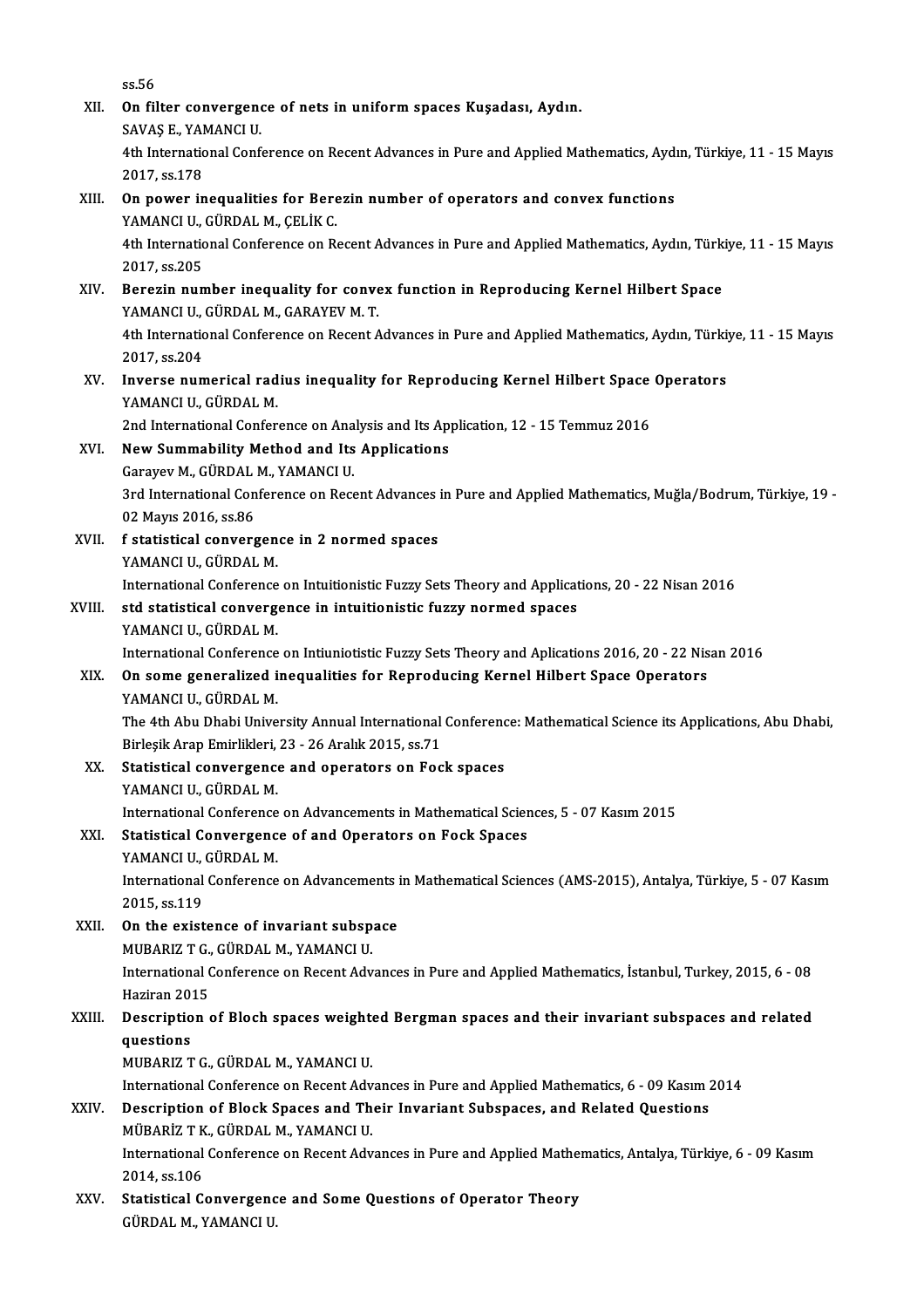ss.56

XII. **On filter convergence of nets in uniform spaces Kuşadası, Aydın.**
SAVAŞ E., YAMANCI U.
4th International Conference on Recent Advances in Pure and Applied Mathematics, Aydın, Türkiye, 11 - 15 Mayıs 2017, ss.178

XIII. **On power inequalities for Berezin number of operators and convex functions**
YAMANCI U., GÜRDAL M., ÇELİK C.
4th International Conference on Recent Advances in Pure and Applied Mathematics, Aydın, Türkiye, 11 - 15 Mayıs 2017, ss.205

XIV. **Berezin number inequality for convex function in Reproducing Kernel Hilbert Space**
YAMANCI U., GÜRDAL M., GARAYEV M. T.
4th International Conference on Recent Advances in Pure and Applied Mathematics, Aydın, Türkiye, 11 - 15 Mayıs 2017, ss.204

XV. **Inverse numerical radius inequality for Reproducing Kernel Hilbert Space Operators**
YAMANCI U., GÜRDAL M.
2nd International Conference on Analysis and Its Application, 12 - 15 Temmuz 2016

XVI. **New Summability Method and Its Applications**
Garayev M., GÜRDAL M., YAMANCI U.
3rd International Conference on Recent Advances in Pure and Applied Mathematics, Muğla/Bodrum, Türkiye, 19 - 02 Mayıs 2016, ss.86

XVII. **f statistical convergence in 2 normed spaces**
YAMANCI U., GÜRDAL M.
International Conference on Intuitionistic Fuzzy Sets Theory and Applications, 20 - 22 Nisan 2016

XVIII. **std statistical convergence in intuitionistic fuzzy normed spaces**
YAMANCI U., GÜRDAL M.
International Conference on Intiuniotistic Fuzzy Sets Theory and Aplications 2016, 20 - 22 Nisan 2016

XIX. **On some generalized inequalities for Reproducing Kernel Hilbert Space Operators**
YAMANCI U., GÜRDAL M.
The 4th Abu Dhabi University Annual International Conference: Mathematical Science its Applications, Abu Dhabi, Birleşik Arap Emirlikleri, 23 - 26 Aralık 2015, ss.71

XX. **Statistical convergence and operators on Fock spaces**
YAMANCI U., GÜRDAL M.
International Conference on Advancements in Mathematical Sciences, 5 - 07 Kasım 2015

XXI. **Statistical Convergence of and Operators on Fock Spaces**
YAMANCI U., GÜRDAL M.
International Conference on Advancements in Mathematical Sciences (AMS-2015), Antalya, Türkiye, 5 - 07 Kasım 2015, ss.119

XXII. **On the existence of invariant subspace**
MUBARIZ T G., GÜRDAL M., YAMANCI U.
International Conference on Recent Advances in Pure and Applied Mathematics, İstanbul, Turkey, 2015, 6 - 08 Haziran 2015

XXIII. **Description of Bloch spaces weighted Bergman spaces and their invariant subspaces and related questions**
MUBARIZ T G., GÜRDAL M., YAMANCI U.
International Conference on Recent Advances in Pure and Applied Mathematics, 6 - 09 Kasım 2014

XXIV. **Description of Block Spaces and Their Invariant Subspaces, and Related Questions**
MÜBARİZ T K., GÜRDAL M., YAMANCI U.
International Conference on Recent Advances in Pure and Applied Mathematics, Antalya, Türkiye, 6 - 09 Kasım 2014, ss.106

XXV. **Statistical Convergence and Some Questions of Operator Theory**
GÜRDAL M., YAMANCI U.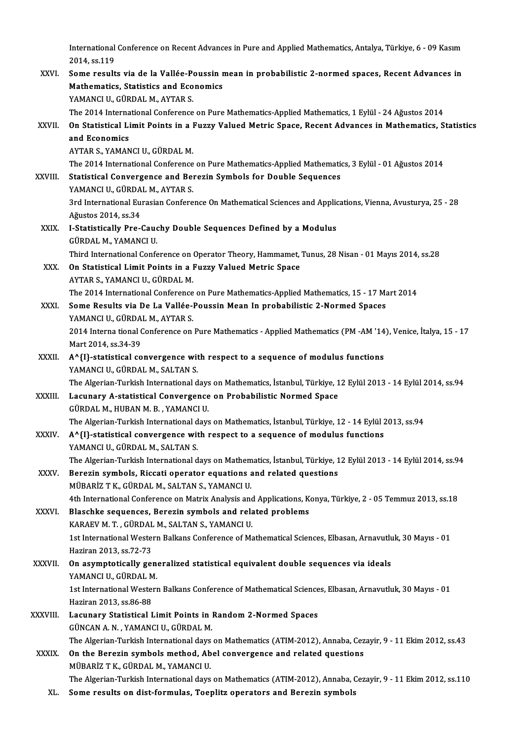International Conference on Recent Advances in Pure and Applied Mathematics, Antalya, Türkiye, 6 - 09 Kasım 2014, ss.119

XXVI. **Some results via de la Vallée-Poussin mean in probabilistic 2-normed spaces, Recent Advances in Mathematics, Statistics and Economics**
YAMANCI U., GÜRDAL M., AYTAR S.
The 2014 International Conference on Pure Mathematics-Applied Mathematics, 1 Eylül - 24 Ağustos 2014

XXVII. **On Statistical Limit Points in a Fuzzy Valued Metric Space, Recent Advances in Mathematics, Statistics and Economics**
AYTAR S., YAMANCI U., GÜRDAL M.
The 2014 International Conference on Pure Mathematics-Applied Mathematics, 3 Eylül - 01 Ağustos 2014

XXVIII. **Statistical Convergence and Berezin Symbols for Double Sequences**
YAMANCI U., GÜRDAL M., AYTAR S.
3rd International Eurasian Conference On Mathematical Sciences and Applications, Vienna, Avusturya, 25 - 28 Ağustos 2014, ss.34

XXIX. **I-Statistically Pre-Cauchy Double Sequences Defined by a Modulus**
GÜRDAL M., YAMANCI U.
Third International Conference on Operator Theory, Hammamet, Tunus, 28 Nisan - 01 Mayıs 2014, ss.28

XXX. **On Statistical Limit Points in a Fuzzy Valued Metric Space**
AYTAR S., YAMANCI U., GÜRDAL M.
The 2014 International Conference on Pure Mathematics-Applied Mathematics, 15 - 17 Mart 2014

XXXI. **Some Results via De La Vallée-Poussin Mean In probabilistic 2-Normed Spaces**
YAMANCI U., GÜRDAL M., AYTAR S.
2014 Interna tional Conference on Pure Mathematics - Applied Mathematics (PM -AM '14), Venice, İtalya, 15 - 17 Mart 2014, ss.34-39

XXXII. **A^{I}-statistical convergence with respect to a sequence of modulus functions**
YAMANCI U., GÜRDAL M., SALTAN S.
The Algerian-Turkish International days on Mathematics, İstanbul, Türkiye, 12 Eylül 2013 - 14 Eylül 2014, ss.94

XXXIII. **Lacunary A-statistical Convergence on Probabilistic Normed Space**
GÜRDAL M., HUBAN M. B. , YAMANCI U.
The Algerian-Turkish International days on Mathematics, İstanbul, Türkiye, 12 - 14 Eylül 2013, ss.94

XXXIV. **A^{I}-statistical convergence with respect to a sequence of modulus functions**
YAMANCI U., GÜRDAL M., SALTAN S.
The Algerian-Turkish International days on Mathematics, İstanbul, Türkiye, 12 Eylül 2013 - 14 Eylül 2014, ss.94

XXXV. **Berezin symbols, Riccati operator equations and related questions**
MÜBARİZ T K., GÜRDAL M., SALTAN S., YAMANCI U.
4th International Conference on Matrix Analysis and Applications, Konya, Türkiye, 2 - 05 Temmuz 2013, ss.18

XXXVI. **Blaschke sequences, Berezin symbols and related problems**
KARAEV M. T. , GÜRDAL M., SALTAN S., YAMANCI U.
1st International Western Balkans Conference of Mathematical Sciences, Elbasan, Arnavutluk, 30 Mayıs - 01 Haziran 2013, ss.72-73

XXXVII. **On asymptotically generalized statistical equivalent double sequences via ideals**
YAMANCI U., GÜRDAL M.
1st International Western Balkans Conference of Mathematical Sciences, Elbasan, Arnavutluk, 30 Mayıs - 01 Haziran 2013, ss.86-88

XXXVIII. **Lacunary Statistical Limit Points in Random 2-Normed Spaces**
GÜNCAN A. N. , YAMANCI U., GÜRDAL M.
The Algerian-Turkish International days on Mathematics (ATIM-2012), Annaba, Cezayir, 9 - 11 Ekim 2012, ss.43

XXXIX. **On the Berezin symbols method, Abel convergence and related questions**
MÜBARİZ T K., GÜRDAL M., YAMANCI U.
The Algerian-Turkish International days on Mathematics (ATIM-2012), Annaba, Cezayir, 9 - 11 Ekim 2012, ss.110

XL. **Some results on dist-formulas, Toeplitz operators and Berezin symbols**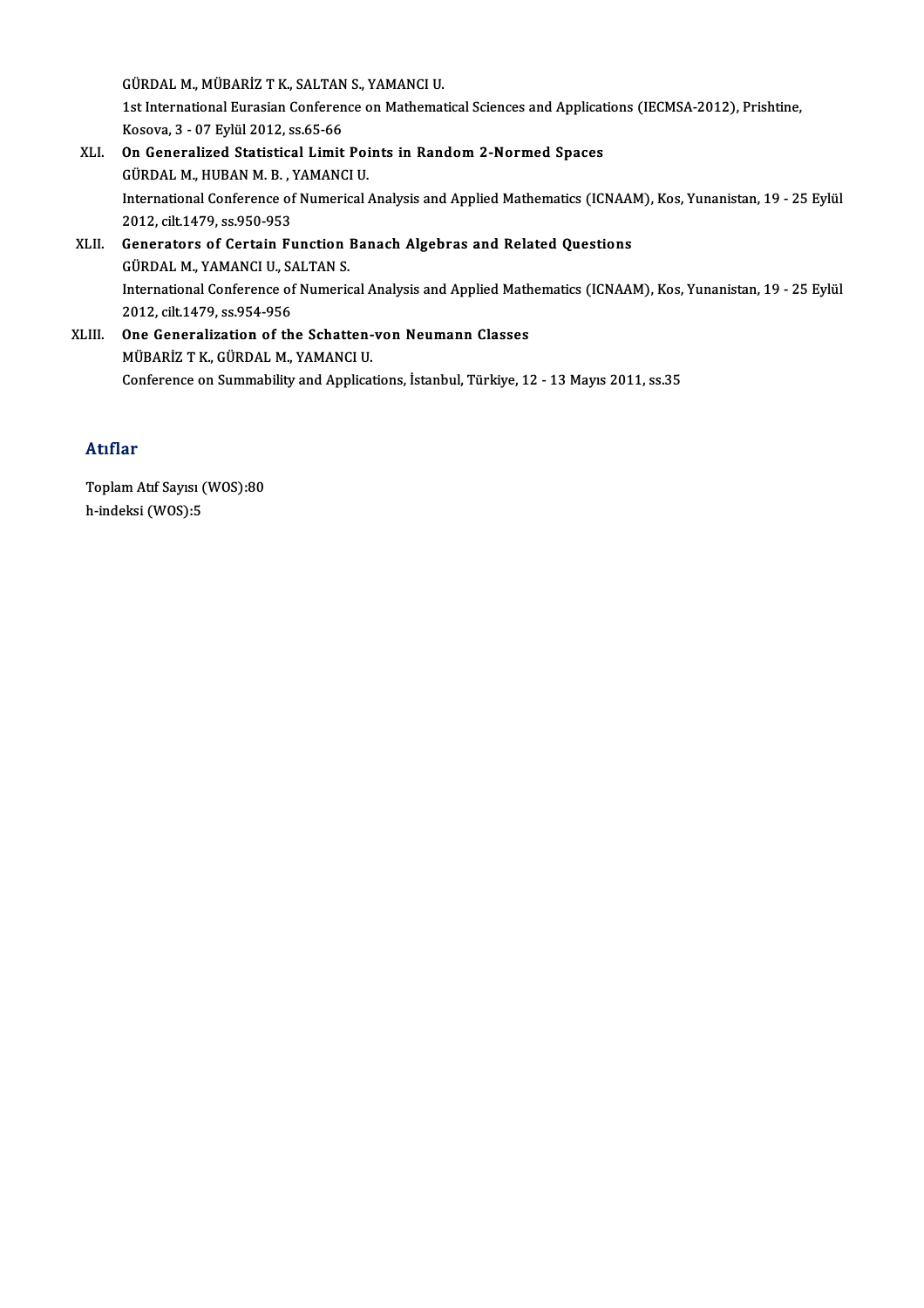GÜRDAL M., MÜBARİZ T K., SALTAN S., YAMANCI U.
1st International Eurasian Conference on Mathematical Sciences and Applications (IECMSA-2012), Prishtine, Kosova, 3 - 07 Eylül 2012, ss.65-66

XLI. **On Generalized Statistical Limit Points in Random 2-Normed Spaces**
GÜRDAL M., HUBAN M. B. , YAMANCI U.
International Conference of Numerical Analysis and Applied Mathematics (ICNAAM), Kos, Yunanistan, 19 - 25 Eylül 2012, cilt.1479, ss.950-953

XLII. **Generators of Certain Function Banach Algebras and Related Questions**
GÜRDAL M., YAMANCI U., SALTAN S.
International Conference of Numerical Analysis and Applied Mathematics (ICNAAM), Kos, Yunanistan, 19 - 25 Eylül 2012, cilt.1479, ss.954-956

XLIII. **One Generalization of the Schatten-von Neumann Classes**
MÜBARİZ T K., GÜRDAL M., YAMANCI U.
Conference on Summability and Applications, İstanbul, Türkiye, 12 - 13 Mayıs 2011, ss.35

## Atıflar

Toplam Atıf Sayısı (WOS):80
h-indeksi (WOS):5